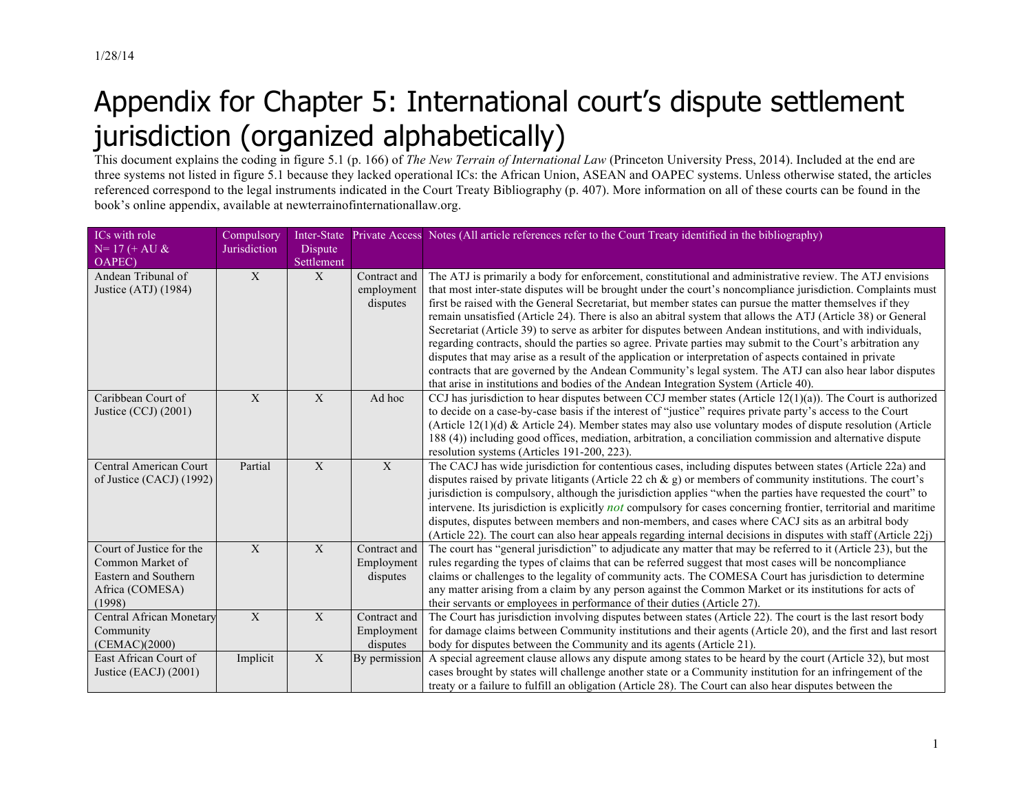1/28/14

# Appendix for Chapter 5: International court's dispute settlement jurisdiction (organized alphabetically)

This document explains the coding in figure 5.1 (p. 166) of *The New Terrain of International Law* (Princeton University Press, 2014). Included at the end are three systems not listed in figure 5.1 because they lacked operational ICs: the African Union, ASEAN and OAPEC systems. Unless otherwise stated, the articles referenced correspond to the legal instruments indicated in the Court Treaty Bibliography (p. 407). More information on all of these courts can be found in the book's online appendix, available at newterrainofinternationallaw.org.

| ICs with role N= 17 (+ AU & OAPEC) | Compulsory Jurisdiction | Inter-State Dispute Settlement | Private Access | Notes (All article references refer to the Court Treaty identified in the bibliography) |
|---|---|---|---|---|
| Andean Tribunal of Justice (ATJ) (1984) | X | X | Contract and employment disputes | The ATJ is primarily a body for enforcement, constitutional and administrative review. The ATJ envisions that most inter-state disputes will be brought under the court's noncompliance jurisdiction. Complaints must first be raised with the General Secretariat, but member states can pursue the matter themselves if they remain unsatisfied (Article 24). There is also an abitral system that allows the ATJ (Article 38) or General Secretariat (Article 39) to serve as arbiter for disputes between Andean institutions, and with individuals, regarding contracts, should the parties so agree. Private parties may submit to the Court's arbitration any disputes that may arise as a result of the application or interpretation of aspects contained in private contracts that are governed by the Andean Community's legal system. The ATJ can also hear labor disputes that arise in institutions and bodies of the Andean Integration System (Article 40). |
| Caribbean Court of Justice (CCJ) (2001) | X | X | Ad hoc | CCJ has jurisdiction to hear disputes between CCJ member states (Article 12(1)(a)). The Court is authorized to decide on a case-by-case basis if the interest of "justice" requires private party's access to the Court (Article 12(1)(d) & Article 24). Member states may also use voluntary modes of dispute resolution (Article 188 (4)) including good offices, mediation, arbitration, a conciliation commission and alternative dispute resolution systems (Articles 191-200, 223). |
| Central American Court of Justice (CACJ) (1992) | Partial | X | X | The CACJ has wide jurisdiction for contentious cases, including disputes between states (Article 22a) and disputes raised by private litigants (Article 22 ch & g) or members of community institutions. The court's jurisdiction is compulsory, although the jurisdiction applies "when the parties have requested the court" to intervene. Its jurisdiction is explicitly *not* compulsory for cases concerning frontier, territorial and maritime disputes, disputes between members and non-members, and cases where CACJ sits as an arbitral body (Article 22). The court can also hear appeals regarding internal decisions in disputes with staff (Article 22j) |
| Court of Justice for the Common Market of Eastern and Southern Africa (COMESA) (1998) | X | X | Contract and Employment disputes | The court has "general jurisdiction" to adjudicate any matter that may be referred to it (Article 23), but the rules regarding the types of claims that can be referred suggest that most cases will be noncompliance claims or challenges to the legality of community acts. The COMESA Court has jurisdiction to determine any matter arising from a claim by any person against the Common Market or its institutions for acts of their servants or employees in performance of their duties (Article 27). |
| Central African Monetary Community (CEMAC)(2000) | X | X | Contract and Employment disputes | The Court has jurisdiction involving disputes between states (Article 22). The court is the last resort body for damage claims between Community institutions and their agents (Article 20), and the first and last resort body for disputes between the Community and its agents (Article 21). |
| East African Court of Justice (EACJ) (2001) | Implicit | X | By permission | A special agreement clause allows any dispute among states to be heard by the court (Article 32), but most cases brought by states will challenge another state or a Community institution for an infringement of the treaty or a failure to fulfill an obligation (Article 28). The Court can also hear disputes between the |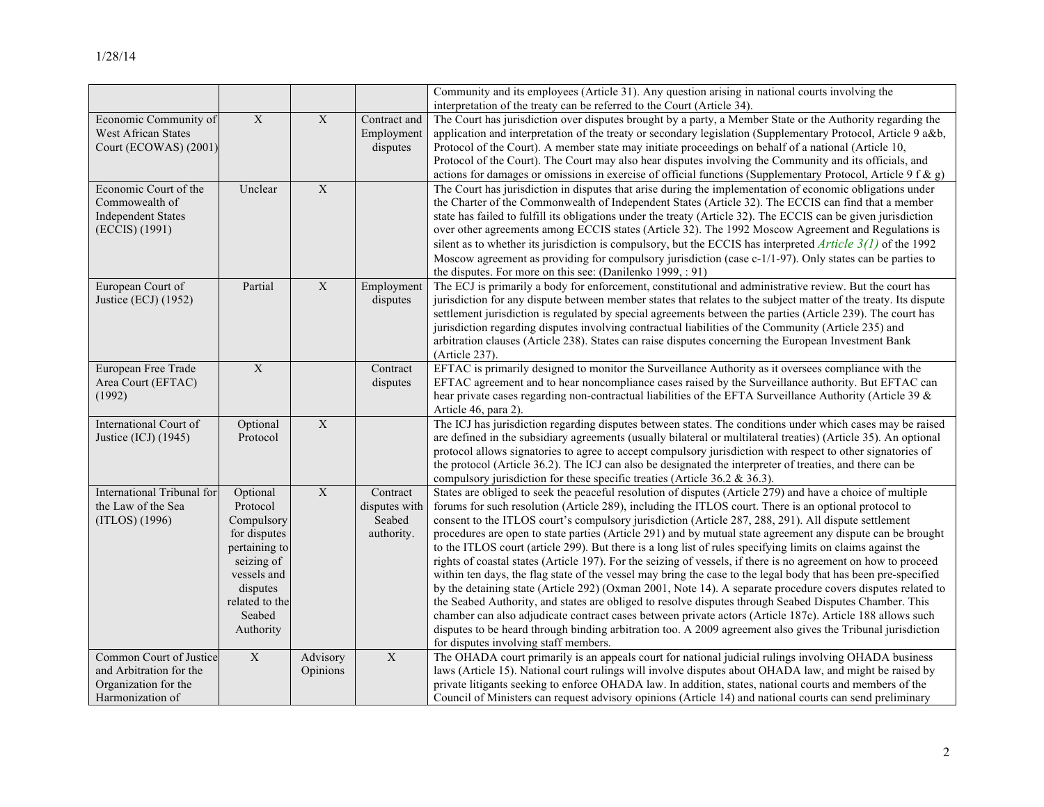| | | | | |
|---|---|---|---|---|
| | | | | Community and its employees (Article 31). Any question arising in national courts involving the interpretation of the treaty can be referred to the Court (Article 34). |
| Economic Community of West African States Court (ECOWAS) (2001) | X | X | Contract and Employment disputes | The Court has jurisdiction over disputes brought by a party, a Member State or the Authority regarding the application and interpretation of the treaty or secondary legislation (Supplementary Protocol, Article 9 a&b, Protocol of the Court). A member state may initiate proceedings on behalf of a national (Article 10, Protocol of the Court). The Court may also hear disputes involving the Community and its officials, and actions for damages or omissions in exercise of official functions (Supplementary Protocol, Article 9 f & g) |
| Economic Court of the Commowealth of Independent States (ECCIS) (1991) | Unclear | X | | The Court has jurisdiction in disputes that arise during the implementation of economic obligations under the Charter of the Commonwealth of Independent States (Article 32). The ECCIS can find that a member state has failed to fulfill its obligations under the treaty (Article 32). The ECCIS can be given jurisdiction over other agreements among ECCIS states (Article 32). The 1992 Moscow Agreement and Regulations is silent as to whether its jurisdiction is compulsory, but the ECCIS has interpreted *Article 3(1)* of the 1992 Moscow agreement as providing for compulsory jurisdiction (case c-1/1-97). Only states can be parties to the disputes. For more on this see: (Danilenko 1999, : 91) |
| European Court of Justice (ECJ) (1952) | Partial | X | Employment disputes | The ECJ is primarily a body for enforcement, constitutional and administrative review. But the court has jurisdiction for any dispute between member states that relates to the subject matter of the treaty. Its dispute settlement jurisdiction is regulated by special agreements between the parties (Article 239). The court has jurisdiction regarding disputes involving contractual liabilities of the Community (Article 235) and arbitration clauses (Article 238). States can raise disputes concerning the European Investment Bank (Article 237). |
| European Free Trade Area Court (EFTAC) (1992) | X | | Contract disputes | EFTAC is primarily designed to monitor the Surveillance Authority as it oversees compliance with the EFTAC agreement and to hear noncompliance cases raised by the Surveillance authority. But EFTAC can hear private cases regarding non-contractual liabilities of the EFTA Surveillance Authority (Article 39 & Article 46, para 2). |
| International Court of Justice (ICJ) (1945) | Optional Protocol | X | | The ICJ has jurisdiction regarding disputes between states. The conditions under which cases may be raised are defined in the subsidiary agreements (usually bilateral or multilateral treaties) (Article 35). An optional protocol allows signatories to agree to accept compulsory jurisdiction with respect to other signatories of the protocol (Article 36.2). The ICJ can also be designated the interpreter of treaties, and there can be compulsory jurisdiction for these specific treaties (Article 36.2 & 36.3). |
| International Tribunal for the Law of the Sea (ITLOS) (1996) | Optional Protocol Compulsory for disputes pertaining to seizing of vessels and disputes related to the Seabed Authority | X | Contract disputes with Seabed authority. | States are obliged to seek the peaceful resolution of disputes (Article 279) and have a choice of multiple forums for such resolution (Article 289), including the ITLOS court. There is an optional protocol to consent to the ITLOS court's compulsory jurisdiction (Article 287, 288, 291). All dispute settlement procedures are open to state parties (Article 291) and by mutual state agreement any dispute can be brought to the ITLOS court (article 299). But there is a long list of rules specifying limits on claims against the rights of coastal states (Article 197). For the seizing of vessels, if there is no agreement on how to proceed within ten days, the flag state of the vessel may bring the case to the legal body that has been pre-specified by the detaining state (Article 292) (Oxman 2001, Note 14). A separate procedure covers disputes related to the Seabed Authority, and states are obliged to resolve disputes through Seabed Disputes Chamber. This chamber can also adjudicate contract cases between private actors (Article 187c). Article 188 allows such disputes to be heard through binding arbitration too. A 2009 agreement also gives the Tribunal jurisdiction for disputes involving staff members. |
| Common Court of Justice and Arbitration for the Organization for the Harmonization of | X | Advisory Opinions | X | The OHADA court primarily is an appeals court for national judicial rulings involving OHADA business laws (Article 15). National court rulings will involve disputes about OHADA law, and might be raised by private litigants seeking to enforce OHADA law. In addition, states, national courts and members of the Council of Ministers can request advisory opinions (Article 14) and national courts can send preliminary |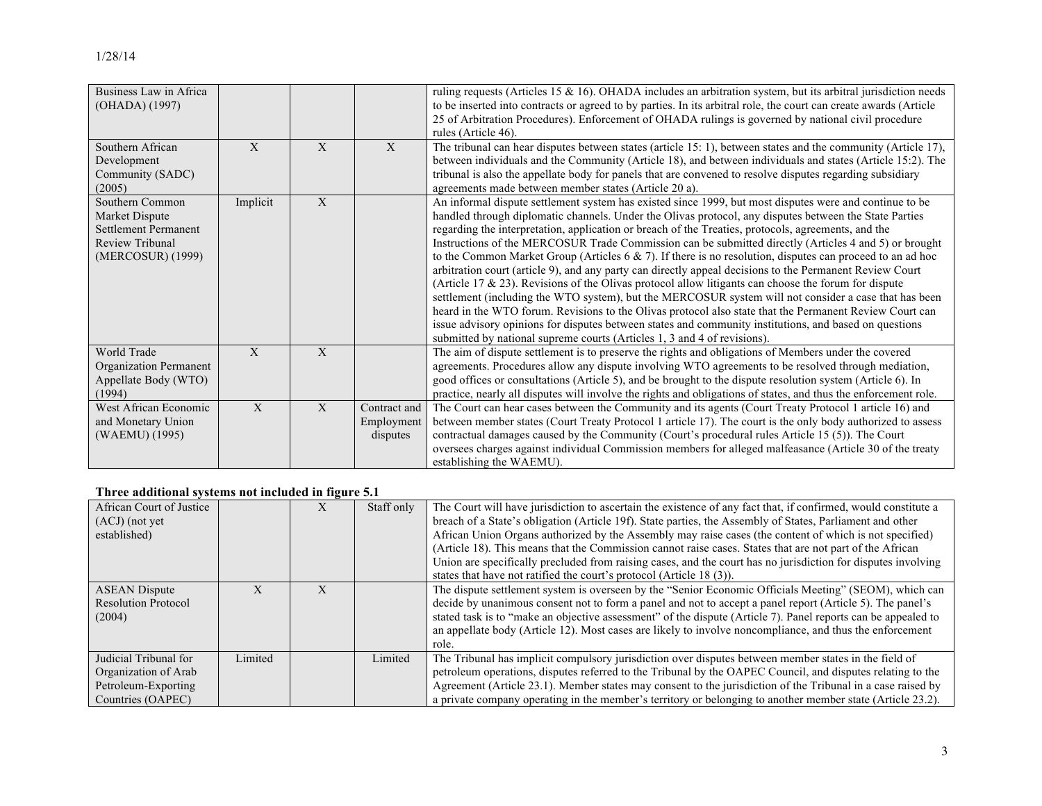| | | | | |
|---|---|---|---|---|
| Business Law in Africa (OHADA) (1997) | | | | ruling requests (Articles 15 & 16). OHADA includes an arbitration system, but its arbitral jurisdiction needs to be inserted into contracts or agreed to by parties. In its arbitral role, the court can create awards (Article 25 of Arbitration Procedures). Enforcement of OHADA rulings is governed by national civil procedure rules (Article 46). |
| Southern African Development Community (SADC) (2005) | X | X | X | The tribunal can hear disputes between states (article 15: 1), between states and the community (Article 17), between individuals and the Community (Article 18), and between individuals and states (Article 15:2). The tribunal is also the appellate body for panels that are convened to resolve disputes regarding subsidiary agreements made between member states (Article 20 a). |
| Southern Common Market Dispute Settlement Permanent Review Tribunal (MERCOSUR) (1999) | Implicit | X | | An informal dispute settlement system has existed since 1999, but most disputes were and continue to be handled through diplomatic channels. Under the Olivas protocol, any disputes between the State Parties regarding the interpretation, application or breach of the Treaties, protocols, agreements, and the Instructions of the MERCOSUR Trade Commission can be submitted directly (Articles 4 and 5) or brought to the Common Market Group (Articles 6 & 7). If there is no resolution, disputes can proceed to an ad hoc arbitration court (article 9), and any party can directly appeal decisions to the Permanent Review Court (Article 17 & 23). Revisions of the Olivas protocol allow litigants can choose the forum for dispute settlement (including the WTO system), but the MERCOSUR system will not consider a case that has been heard in the WTO forum. Revisions to the Olivas protocol also state that the Permanent Review Court can issue advisory opinions for disputes between states and community institutions, and based on questions submitted by national supreme courts (Articles 1, 3 and 4 of revisions). |
| World Trade Organization Permanent Appellate Body (WTO) (1994) | X | X | | The aim of dispute settlement is to preserve the rights and obligations of Members under the covered agreements. Procedures allow any dispute involving WTO agreements to be resolved through mediation, good offices or consultations (Article 5), and be brought to the dispute resolution system (Article 6). In practice, nearly all disputes will involve the rights and obligations of states, and thus the enforcement role. |
| West African Economic and Monetary Union (WAEMU) (1995) | X | X | Contract and Employment disputes | The Court can hear cases between the Community and its agents (Court Treaty Protocol 1 article 16) and between member states (Court Treaty Protocol 1 article 17). The court is the only body authorized to assess contractual damages caused by the Community (Court's procedural rules Article 15 (5)). The Court oversees charges against individual Commission members for alleged malfeasance (Article 30 of the treaty establishing the WAEMU). |

**Three additional systems not included in figure 5.1**

| | | | | |
|---|---|---|---|---|
| African Court of Justice (ACJ) (not yet established) | | X | Staff only | The Court will have jurisdiction to ascertain the existence of any fact that, if confirmed, would constitute a breach of a State's obligation (Article 19f). State parties, the Assembly of States, Parliament and other African Union Organs authorized by the Assembly may raise cases (the content of which is not specified) (Article 18). This means that the Commission cannot raise cases. States that are not part of the African Union are specifically precluded from raising cases, and the court has no jurisdiction for disputes involving states that have not ratified the court's protocol (Article 18 (3)). |
| ASEAN Dispute Resolution Protocol (2004) | X | X | | The dispute settlement system is overseen by the "Senior Economic Officials Meeting" (SEOM), which can decide by unanimous consent not to form a panel and not to accept a panel report (Article 5). The panel's stated task is to "make an objective assessment" of the dispute (Article 7). Panel reports can be appealed to an appellate body (Article 12). Most cases are likely to involve noncompliance, and thus the enforcement role. |
| Judicial Tribunal for Organization of Arab Petroleum-Exporting Countries (OAPEC) | Limited | | Limited | The Tribunal has implicit compulsory jurisdiction over disputes between member states in the field of petroleum operations, disputes referred to the Tribunal by the OAPEC Council, and disputes relating to the Agreement (Article 23.1). Member states may consent to the jurisdiction of the Tribunal in a case raised by a private company operating in the member's territory or belonging to another member state (Article 23.2). |